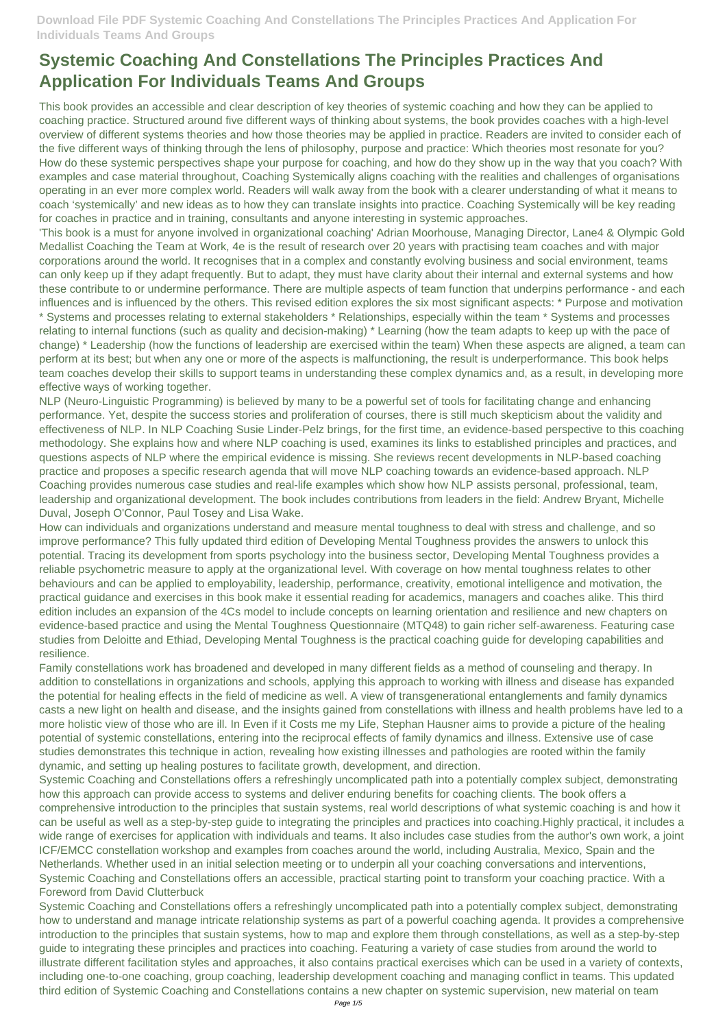# Systemic Coaching And Constellations The Principles Practices And Application For Individuals Teams And Groups

This book provides an accessible and clear description of key theories of systemic coaching and how they can be applied to coaching practice. Structured around five different ways of thinking about systems, the book provides coaches with a high-level overview of different systems theories and how those theories may be applied in practice. Readers are invited to consider each of the five different ways of thinking through the lens of philosophy, purpose and practice: Which theories most resonate for you? How do these systemic perspectives shape your purpose for coaching, and how do they show up in the way that you coach? With examples and case material throughout, Coaching Systemically aligns coaching with the realities and challenges of organisations operating in an ever more complex world. Readers will walk away from the book with a clearer understanding of what it means to coach 'systemically' and new ideas as to how they can translate insights into practice. Coaching Systemically will be key reading for coaches in practice and in training, consultants and anyone interesting in systemic approaches.

'This book is a must for anyone involved in organizational coaching' Adrian Moorhouse, Managing Director, Lane4 & Olympic Gold Medallist Coaching the Team at Work, 4e is the result of research over 20 years with practising team coaches and with major corporations around the world. It recognises that in a complex and constantly evolving business and social environment, teams can only keep up if they adapt frequently. But to adapt, they must have clarity about their internal and external systems and how these contribute to or undermine performance. There are multiple aspects of team function that underpins performance - and each influences and is influenced by the others. This revised edition explores the six most significant aspects: * Purpose and motivation * Systems and processes relating to external stakeholders * Relationships, especially within the team * Systems and processes relating to internal functions (such as quality and decision-making) * Learning (how the team adapts to keep up with the pace of change) * Leadership (how the functions of leadership are exercised within the team) When these aspects are aligned, a team can perform at its best; but when any one or more of the aspects is malfunctioning, the result is underperformance. This book helps team coaches develop their skills to support teams in understanding these complex dynamics and, as a result, in developing more effective ways of working together.

NLP (Neuro-Linguistic Programming) is believed by many to be a powerful set of tools for facilitating change and enhancing performance. Yet, despite the success stories and proliferation of courses, there is still much skepticism about the validity and effectiveness of NLP. In NLP Coaching Susie Linder-Pelz brings, for the first time, an evidence-based perspective to this coaching methodology. She explains how and where NLP coaching is used, examines its links to established principles and practices, and questions aspects of NLP where the empirical evidence is missing. She reviews recent developments in NLP-based coaching practice and proposes a specific research agenda that will move NLP coaching towards an evidence-based approach. NLP Coaching provides numerous case studies and real-life examples which show how NLP assists personal, professional, team, leadership and organizational development. The book includes contributions from leaders in the field: Andrew Bryant, Michelle Duval, Joseph O'Connor, Paul Tosey and Lisa Wake.

How can individuals and organizations understand and measure mental toughness to deal with stress and challenge, and so improve performance? This fully updated third edition of Developing Mental Toughness provides the answers to unlock this potential. Tracing its development from sports psychology into the business sector, Developing Mental Toughness provides a reliable psychometric measure to apply at the organizational level. With coverage on how mental toughness relates to other behaviours and can be applied to employability, leadership, performance, creativity, emotional intelligence and motivation, the practical guidance and exercises in this book make it essential reading for academics, managers and coaches alike. This third edition includes an expansion of the 4Cs model to include concepts on learning orientation and resilience and new chapters on evidence-based practice and using the Mental Toughness Questionnaire (MTQ48) to gain richer self-awareness. Featuring case studies from Deloitte and Ethiad, Developing Mental Toughness is the practical coaching guide for developing capabilities and resilience.

Family constellations work has broadened and developed in many different fields as a method of counseling and therapy. In addition to constellations in organizations and schools, applying this approach to working with illness and disease has expanded the potential for healing effects in the field of medicine as well. A view of transgenerational entanglements and family dynamics casts a new light on health and disease, and the insights gained from constellations with illness and health problems have led to a more holistic view of those who are ill. In Even if it Costs me my Life, Stephan Hausner aims to provide a picture of the healing potential of systemic constellations, entering into the reciprocal effects of family dynamics and illness. Extensive use of case studies demonstrates this technique in action, revealing how existing illnesses and pathologies are rooted within the family dynamic, and setting up healing postures to facilitate growth, development, and direction.

Systemic Coaching and Constellations offers a refreshingly uncomplicated path into a potentially complex subject, demonstrating how this approach can provide access to systems and deliver enduring benefits for coaching clients. The book offers a comprehensive introduction to the principles that sustain systems, real world descriptions of what systemic coaching is and how it can be useful as well as a step-by-step guide to integrating the principles and practices into coaching.Highly practical, it includes a wide range of exercises for application with individuals and teams. It also includes case studies from the author's own work, a joint ICF/EMCC constellation workshop and examples from coaches around the world, including Australia, Mexico, Spain and the Netherlands. Whether used in an initial selection meeting or to underpin all your coaching conversations and interventions, Systemic Coaching and Constellations offers an accessible, practical starting point to transform your coaching practice. With a Foreword from David Clutterbuck

Systemic Coaching and Constellations offers a refreshingly uncomplicated path into a potentially complex subject, demonstrating how to understand and manage intricate relationship systems as part of a powerful coaching agenda. It provides a comprehensive introduction to the principles that sustain systems, how to map and explore them through constellations, as well as a step-by-step guide to integrating these principles and practices into coaching. Featuring a variety of case studies from around the world to illustrate different facilitation styles and approaches, it also contains practical exercises which can be used in a variety of contexts, including one-to-one coaching, group coaching, leadership development coaching and managing conflict in teams. This updated third edition of Systemic Coaching and Constellations contains a new chapter on systemic supervision, new material on team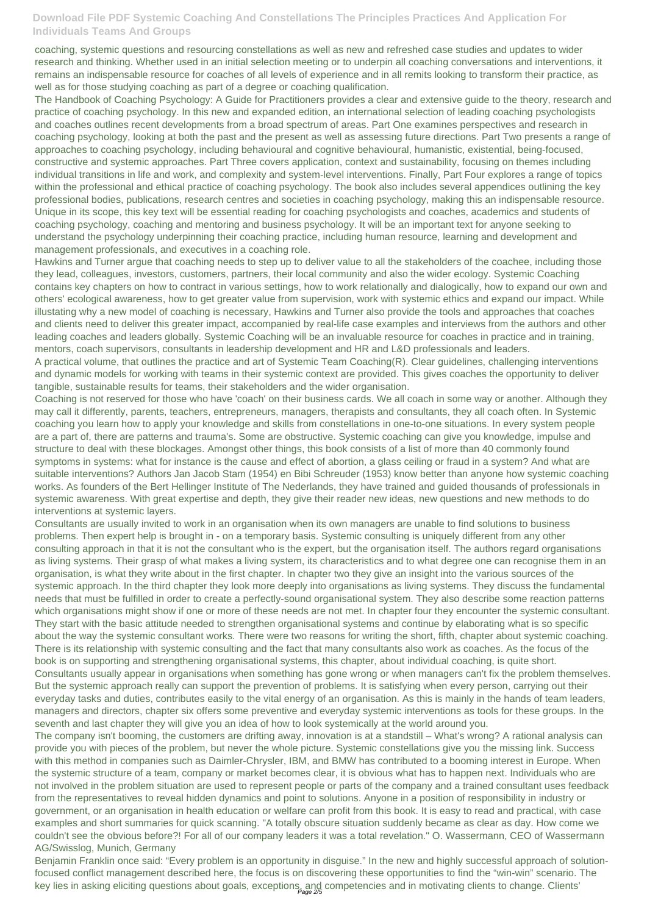coaching, systemic questions and resourcing constellations as well as new and refreshed case studies and updates to wider research and thinking. Whether used in an initial selection meeting or to underpin all coaching conversations and interventions, it remains an indispensable resource for coaches of all levels of experience and in all remits looking to transform their practice, as well as for those studying coaching as part of a degree or coaching qualification.

The Handbook of Coaching Psychology: A Guide for Practitioners provides a clear and extensive guide to the theory, research and practice of coaching psychology. In this new and expanded edition, an international selection of leading coaching psychologists and coaches outlines recent developments from a broad spectrum of areas. Part One examines perspectives and research in coaching psychology, looking at both the past and the present as well as assessing future directions. Part Two presents a range of approaches to coaching psychology, including behavioural and cognitive behavioural, humanistic, existential, being-focused, constructive and systemic approaches. Part Three covers application, context and sustainability, focusing on themes including individual transitions in life and work, and complexity and system-level interventions. Finally, Part Four explores a range of topics within the professional and ethical practice of coaching psychology. The book also includes several appendices outlining the key professional bodies, publications, research centres and societies in coaching psychology, making this an indispensable resource. Unique in its scope, this key text will be essential reading for coaching psychologists and coaches, academics and students of coaching psychology, coaching and mentoring and business psychology. It will be an important text for anyone seeking to understand the psychology underpinning their coaching practice, including human resource, learning and development and management professionals, and executives in a coaching role.

Hawkins and Turner argue that coaching needs to step up to deliver value to all the stakeholders of the coachee, including those they lead, colleagues, investors, customers, partners, their local community and also the wider ecology. Systemic Coaching contains key chapters on how to contract in various settings, how to work relationally and dialogically, how to expand our own and others' ecological awareness, how to get greater value from supervision, work with systemic ethics and expand our impact. While illustating why a new model of coaching is necessary, Hawkins and Turner also provide the tools and approaches that coaches and clients need to deliver this greater impact, accompanied by real-life case examples and interviews from the authors and other leading coaches and leaders globally. Systemic Coaching will be an invaluable resource for coaches in practice and in training, mentors, coach supervisors, consultants in leadership development and HR and L&D professionals and leaders.

A practical volume, that outlines the practice and art of Systemic Team Coaching(R). Clear guidelines, challenging interventions and dynamic models for working with teams in their systemic context are provided. This gives coaches the opportunity to deliver tangible, sustainable results for teams, their stakeholders and the wider organisation.

Coaching is not reserved for those who have 'coach' on their business cards. We all coach in some way or another. Although they may call it differently, parents, teachers, entrepreneurs, managers, therapists and consultants, they all coach often. In Systemic coaching you learn how to apply your knowledge and skills from constellations in one-to-one situations. In every system people are a part of, there are patterns and trauma's. Some are obstructive. Systemic coaching can give you knowledge, impulse and structure to deal with these blockages. Amongst other things, this book consists of a list of more than 40 commonly found symptoms in systems: what for instance is the cause and effect of abortion, a glass ceiling or fraud in a system? And what are suitable interventions? Authors Jan Jacob Stam (1954) en Bibi Schreuder (1953) know better than anyone how systemic coaching works. As founders of the Bert Hellinger Institute of The Nederlands, they have trained and guided thousands of professionals in systemic awareness. With great expertise and depth, they give their reader new ideas, new questions and new methods to do interventions at systemic layers.

Consultants are usually invited to work in an organisation when its own managers are unable to find solutions to business problems. Then expert help is brought in - on a temporary basis. Systemic consulting is uniquely different from any other consulting approach in that it is not the consultant who is the expert, but the organisation itself. The authors regard organisations as living systems. Their grasp of what makes a living system, its characteristics and to what degree one can recognise them in an organisation, is what they write about in the first chapter. In chapter two they give an insight into the various sources of the systemic approach. In the third chapter they look more deeply into organisations as living systems. They discuss the fundamental needs that must be fulfilled in order to create a perfectly-sound organisational system. They also describe some reaction patterns which organisations might show if one or more of these needs are not met. In chapter four they encounter the systemic consultant. They start with the basic attitude needed to strengthen organisational systems and continue by elaborating what is so specific about the way the systemic consultant works. There were two reasons for writing the short, fifth, chapter about systemic coaching. There is its relationship with systemic consulting and the fact that many consultants also work as coaches. As the focus of the book is on supporting and strengthening organisational systems, this chapter, about individual coaching, is quite short. Consultants usually appear in organisations when something has gone wrong or when managers can't fix the problem themselves. But the systemic approach really can support the prevention of problems. It is satisfying when every person, carrying out their everyday tasks and duties, contributes easily to the vital energy of an organisation. As this is mainly in the hands of team leaders, managers and directors, chapter six offers some preventive and everyday systemic interventions as tools for these groups. In the seventh and last chapter they will give you an idea of how to look systemically at the world around you.

The company isn't booming, the customers are drifting away, innovation is at a standstill – What's wrong? A rational analysis can provide you with pieces of the problem, but never the whole picture. Systemic constellations give you the missing link. Success with this method in companies such as Daimler-Chrysler, IBM, and BMW has contributed to a booming interest in Europe. When the systemic structure of a team, company or market becomes clear, it is obvious what has to happen next. Individuals who are not involved in the problem situation are used to represent people or parts of the company and a trained consultant uses feedback from the representatives to reveal hidden dynamics and point to solutions. Anyone in a position of responsibility in industry or government, or an organisation in health education or welfare can profit from this book. It is easy to read and practical, with case examples and short summaries for quick scanning. "A totally obscure situation suddenly became as clear as day. How come we couldn't see the obvious before?! For all of our company leaders it was a total revelation." O. Wassermann, CEO of Wassermann AG/Swisslog, Munich, Germany

Benjamin Franklin once said: "Every problem is an opportunity in disguise." In the new and highly successful approach of solution-focused conflict management described here, the focus is on discovering these opportunities to find the "win-win" scenario. The key lies in asking eliciting questions about goals, exceptions, and competencies and in motivating clients to change. Clients'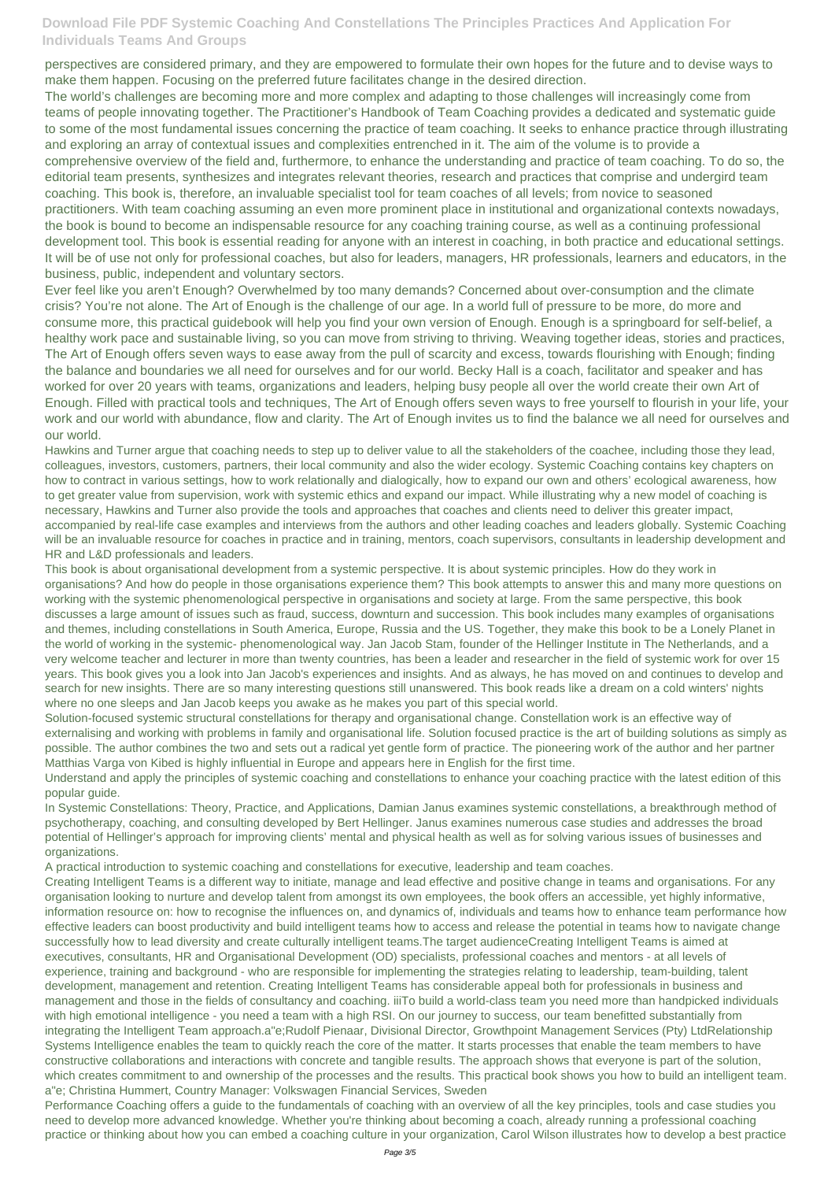perspectives are considered primary, and they are empowered to formulate their own hopes for the future and to devise ways to make them happen. Focusing on the preferred future facilitates change in the desired direction.

The world's challenges are becoming more and more complex and adapting to those challenges will increasingly come from teams of people innovating together. The Practitioner's Handbook of Team Coaching provides a dedicated and systematic guide to some of the most fundamental issues concerning the practice of team coaching. It seeks to enhance practice through illustrating and exploring an array of contextual issues and complexities entrenched in it. The aim of the volume is to provide a comprehensive overview of the field and, furthermore, to enhance the understanding and practice of team coaching. To do so, the editorial team presents, synthesizes and integrates relevant theories, research and practices that comprise and undergird team coaching. This book is, therefore, an invaluable specialist tool for team coaches of all levels; from novice to seasoned practitioners. With team coaching assuming an even more prominent place in institutional and organizational contexts nowadays, the book is bound to become an indispensable resource for any coaching training course, as well as a continuing professional development tool. This book is essential reading for anyone with an interest in coaching, in both practice and educational settings. It will be of use not only for professional coaches, but also for leaders, managers, HR professionals, learners and educators, in the business, public, independent and voluntary sectors.

Ever feel like you aren't Enough? Overwhelmed by too many demands? Concerned about over-consumption and the climate crisis? You're not alone. The Art of Enough is the challenge of our age. In a world full of pressure to be more, do more and consume more, this practical guidebook will help you find your own version of Enough. Enough is a springboard for self-belief, a healthy work pace and sustainable living, so you can move from striving to thriving. Weaving together ideas, stories and practices, The Art of Enough offers seven ways to ease away from the pull of scarcity and excess, towards flourishing with Enough; finding the balance and boundaries we all need for ourselves and for our world. Becky Hall is a coach, facilitator and speaker and has worked for over 20 years with teams, organizations and leaders, helping busy people all over the world create their own Art of Enough. Filled with practical tools and techniques, The Art of Enough offers seven ways to free yourself to flourish in your life, your work and our world with abundance, flow and clarity. The Art of Enough invites us to find the balance we all need for ourselves and our world.

Hawkins and Turner argue that coaching needs to step up to deliver value to all the stakeholders of the coachee, including those they lead, colleagues, investors, customers, partners, their local community and also the wider ecology. Systemic Coaching contains key chapters on how to contract in various settings, how to work relationally and dialogically, how to expand our own and others' ecological awareness, how to get greater value from supervision, work with systemic ethics and expand our impact. While illustrating why a new model of coaching is necessary, Hawkins and Turner also provide the tools and approaches that coaches and clients need to deliver this greater impact, accompanied by real-life case examples and interviews from the authors and other leading coaches and leaders globally. Systemic Coaching will be an invaluable resource for coaches in practice and in training, mentors, coach supervisors, consultants in leadership development and HR and L&D professionals and leaders.

This book is about organisational development from a systemic perspective. It is about systemic principles. How do they work in organisations? And how do people in those organisations experience them? This book attempts to answer this and many more questions on working with the systemic phenomenological perspective in organisations and society at large. From the same perspective, this book discusses a large amount of issues such as fraud, success, downturn and succession. This book includes many examples of organisations and themes, including constellations in South America, Europe, Russia and the US. Together, they make this book to be a Lonely Planet in the world of working in the systemic- phenomenological way. Jan Jacob Stam, founder of the Hellinger Institute in The Netherlands, and a very welcome teacher and lecturer in more than twenty countries, has been a leader and researcher in the field of systemic work for over 15 years. This book gives you a look into Jan Jacob's experiences and insights. And as always, he has moved on and continues to develop and search for new insights. There are so many interesting questions still unanswered. This book reads like a dream on a cold winters' nights where no one sleeps and Jan Jacob keeps you awake as he makes you part of this special world.

Solution-focused systemic structural constellations for therapy and organisational change. Constellation work is an effective way of externalising and working with problems in family and organisational life. Solution focused practice is the art of building solutions as simply as possible. The author combines the two and sets out a radical yet gentle form of practice. The pioneering work of the author and her partner Matthias Varga von Kibed is highly influential in Europe and appears here in English for the first time.

Understand and apply the principles of systemic coaching and constellations to enhance your coaching practice with the latest edition of this popular guide.

In Systemic Constellations: Theory, Practice, and Applications, Damian Janus examines systemic constellations, a breakthrough method of psychotherapy, coaching, and consulting developed by Bert Hellinger. Janus examines numerous case studies and addresses the broad potential of Hellinger's approach for improving clients' mental and physical health as well as for solving various issues of businesses and organizations.

A practical introduction to systemic coaching and constellations for executive, leadership and team coaches.

Creating Intelligent Teams is a different way to initiate, manage and lead effective and positive change in teams and organisations. For any organisation looking to nurture and develop talent from amongst its own employees, the book offers an accessible, yet highly informative, information resource on: how to recognise the influences on, and dynamics of, individuals and teams how to enhance team performance how effective leaders can boost productivity and build intelligent teams how to access and release the potential in teams how to navigate change successfully how to lead diversity and create culturally intelligent teams.The target audienceCreating Intelligent Teams is aimed at executives, consultants, HR and Organisational Development (OD) specialists, professional coaches and mentors - at all levels of experience, training and background - who are responsible for implementing the strategies relating to leadership, team-building, talent development, management and retention. Creating Intelligent Teams has considerable appeal both for professionals in business and management and those in the fields of consultancy and coaching. iiiTo build a world-class team you need more than handpicked individuals with high emotional intelligence - you need a team with a high RSI. On our journey to success, our team benefitted substantially from integrating the Intelligent Team approach.a"e;Rudolf Pienaar, Divisional Director, Growthpoint Management Services (Pty) LtdRelationship Systems Intelligence enables the team to quickly reach the core of the matter. It starts processes that enable the team members to have constructive collaborations and interactions with concrete and tangible results. The approach shows that everyone is part of the solution, which creates commitment to and ownership of the processes and the results. This practical book shows you how to build an intelligent team. a"e; Christina Hummert, Country Manager: Volkswagen Financial Services, Sweden

Performance Coaching offers a guide to the fundamentals of coaching with an overview of all the key principles, tools and case studies you need to develop more advanced knowledge. Whether you're thinking about becoming a coach, already running a professional coaching practice or thinking about how you can embed a coaching culture in your organization, Carol Wilson illustrates how to develop a best practice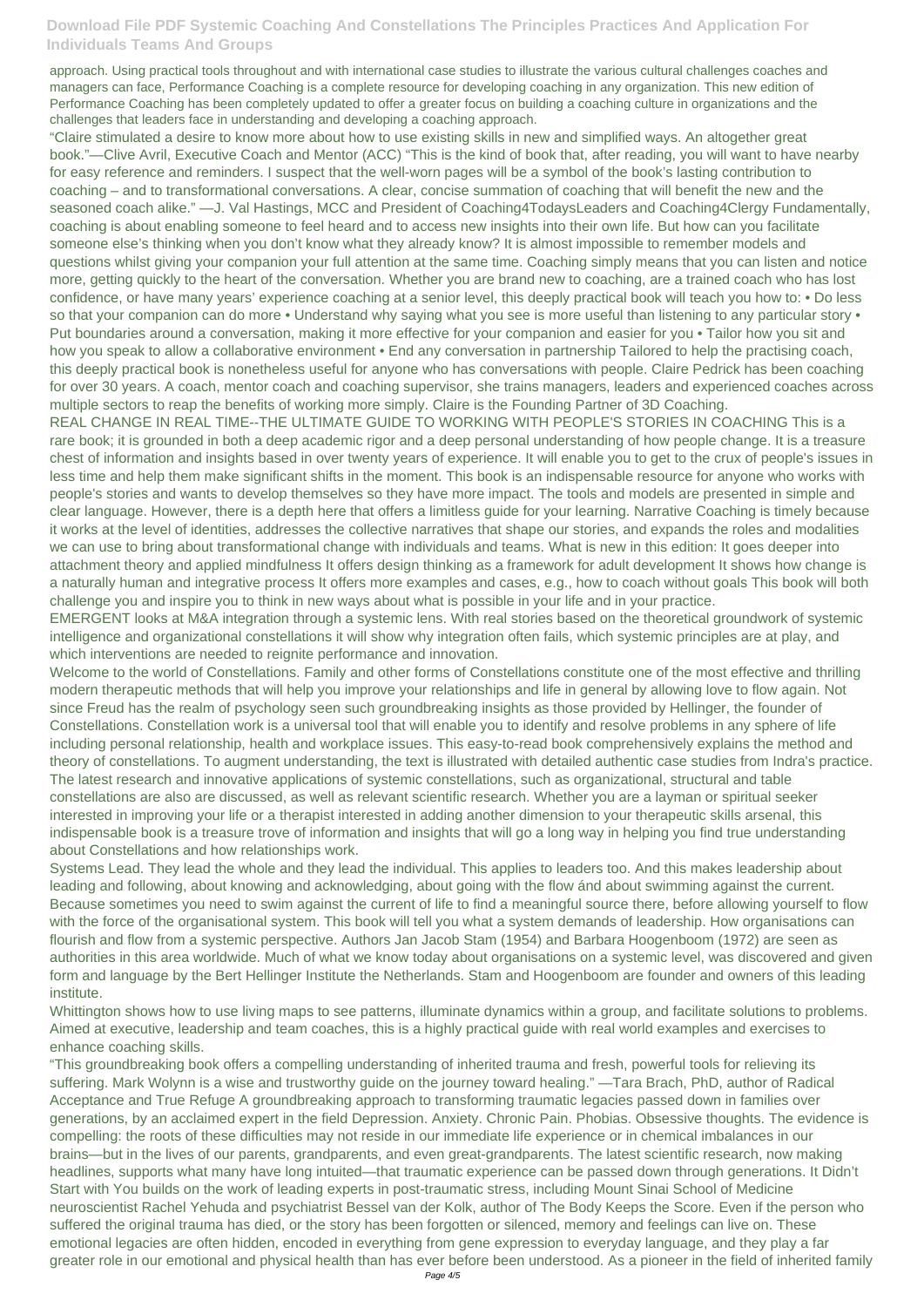approach. Using practical tools throughout and with international case studies to illustrate the various cultural challenges coaches and managers can face, Performance Coaching is a complete resource for developing coaching in any organization. This new edition of Performance Coaching has been completely updated to offer a greater focus on building a coaching culture in organizations and the challenges that leaders face in understanding and developing a coaching approach.

"Claire stimulated a desire to know more about how to use existing skills in new and simplified ways. An altogether great book."—Clive Avril, Executive Coach and Mentor (ACC) "This is the kind of book that, after reading, you will want to have nearby for easy reference and reminders. I suspect that the well-worn pages will be a symbol of the book's lasting contribution to coaching – and to transformational conversations. A clear, concise summation of coaching that will benefit the new and the seasoned coach alike." —J. Val Hastings, MCC and President of Coaching4TodaysLeaders and Coaching4Clergy Fundamentally, coaching is about enabling someone to feel heard and to access new insights into their own life. But how can you facilitate someone else's thinking when you don't know what they already know? It is almost impossible to remember models and questions whilst giving your companion your full attention at the same time. Coaching simply means that you can listen and notice more, getting quickly to the heart of the conversation. Whether you are brand new to coaching, are a trained coach who has lost confidence, or have many years' experience coaching at a senior level, this deeply practical book will teach you how to: • Do less so that your companion can do more • Understand why saying what you see is more useful than listening to any particular story • Put boundaries around a conversation, making it more effective for your companion and easier for you • Tailor how you sit and how you speak to allow a collaborative environment • End any conversation in partnership Tailored to help the practising coach, this deeply practical book is nonetheless useful for anyone who has conversations with people. Claire Pedrick has been coaching for over 30 years. A coach, mentor coach and coaching supervisor, she trains managers, leaders and experienced coaches across multiple sectors to reap the benefits of working more simply. Claire is the Founding Partner of 3D Coaching.

REAL CHANGE IN REAL TIME--THE ULTIMATE GUIDE TO WORKING WITH PEOPLE'S STORIES IN COACHING This is a rare book; it is grounded in both a deep academic rigor and a deep personal understanding of how people change. It is a treasure chest of information and insights based in over twenty years of experience. It will enable you to get to the crux of people's issues in less time and help them make significant shifts in the moment. This book is an indispensable resource for anyone who works with people's stories and wants to develop themselves so they have more impact. The tools and models are presented in simple and clear language. However, there is a depth here that offers a limitless guide for your learning. Narrative Coaching is timely because it works at the level of identities, addresses the collective narratives that shape our stories, and expands the roles and modalities we can use to bring about transformational change with individuals and teams. What is new in this edition: It goes deeper into attachment theory and applied mindfulness It offers design thinking as a framework for adult development It shows how change is a naturally human and integrative process It offers more examples and cases, e.g., how to coach without goals This book will both challenge you and inspire you to think in new ways about what is possible in your life and in your practice.

EMERGENT looks at M&A integration through a systemic lens. With real stories based on the theoretical groundwork of systemic intelligence and organizational constellations it will show why integration often fails, which systemic principles are at play, and which interventions are needed to reignite performance and innovation.

Welcome to the world of Constellations. Family and other forms of Constellations constitute one of the most effective and thrilling modern therapeutic methods that will help you improve your relationships and life in general by allowing love to flow again. Not since Freud has the realm of psychology seen such groundbreaking insights as those provided by Hellinger, the founder of Constellations. Constellation work is a universal tool that will enable you to identify and resolve problems in any sphere of life including personal relationship, health and workplace issues. This easy-to-read book comprehensively explains the method and theory of constellations. To augment understanding, the text is illustrated with detailed authentic case studies from Indra's practice. The latest research and innovative applications of systemic constellations, such as organizational, structural and table constellations are also are discussed, as well as relevant scientific research. Whether you are a layman or spiritual seeker interested in improving your life or a therapist interested in adding another dimension to your therapeutic skills arsenal, this indispensable book is a treasure trove of information and insights that will go a long way in helping you find true understanding about Constellations and how relationships work.

Systems Lead. They lead the whole and they lead the individual. This applies to leaders too. And this makes leadership about leading and following, about knowing and acknowledging, about going with the flow ánd about swimming against the current. Because sometimes you need to swim against the current of life to find a meaningful source there, before allowing yourself to flow with the force of the organisational system. This book will tell you what a system demands of leadership. How organisations can flourish and flow from a systemic perspective. Authors Jan Jacob Stam (1954) and Barbara Hoogenboom (1972) are seen as authorities in this area worldwide. Much of what we know today about organisations on a systemic level, was discovered and given form and language by the Bert Hellinger Institute the Netherlands. Stam and Hoogenboom are founder and owners of this leading institute.

Whittington shows how to use living maps to see patterns, illuminate dynamics within a group, and facilitate solutions to problems. Aimed at executive, leadership and team coaches, this is a highly practical guide with real world examples and exercises to enhance coaching skills.

"This groundbreaking book offers a compelling understanding of inherited trauma and fresh, powerful tools for relieving its suffering. Mark Wolynn is a wise and trustworthy guide on the journey toward healing." —Tara Brach, PhD, author of Radical Acceptance and True Refuge A groundbreaking approach to transforming traumatic legacies passed down in families over generations, by an acclaimed expert in the field Depression. Anxiety. Chronic Pain. Phobias. Obsessive thoughts. The evidence is compelling: the roots of these difficulties may not reside in our immediate life experience or in chemical imbalances in our brains—but in the lives of our parents, grandparents, and even great-grandparents. The latest scientific research, now making headlines, supports what many have long intuited—that traumatic experience can be passed down through generations. It Didn't Start with You builds on the work of leading experts in post-traumatic stress, including Mount Sinai School of Medicine neuroscientist Rachel Yehuda and psychiatrist Bessel van der Kolk, author of The Body Keeps the Score. Even if the person who suffered the original trauma has died, or the story has been forgotten or silenced, memory and feelings can live on. These emotional legacies are often hidden, encoded in everything from gene expression to everyday language, and they play a far greater role in our emotional and physical health than has ever before been understood. As a pioneer in the field of inherited family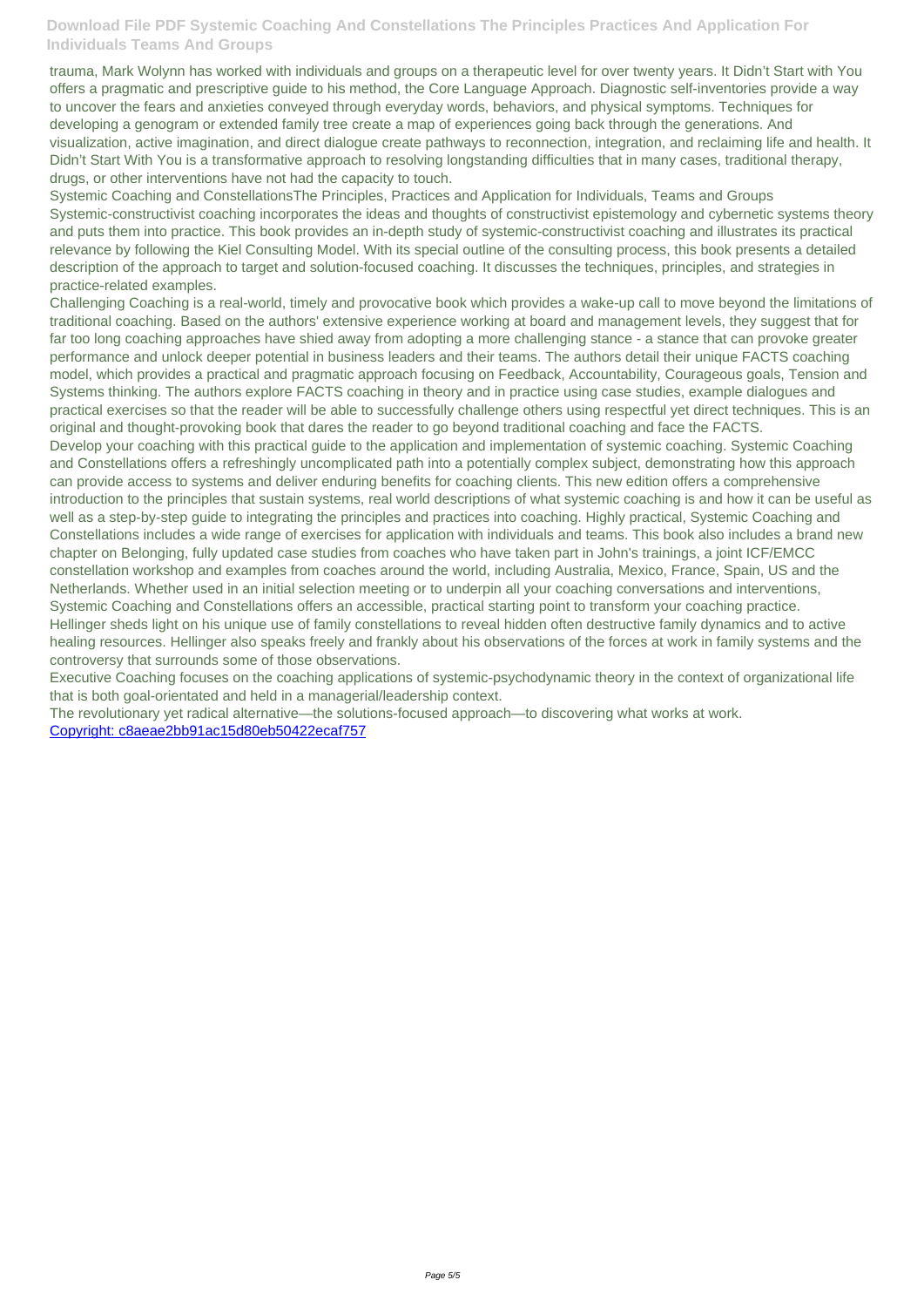trauma, Mark Wolynn has worked with individuals and groups on a therapeutic level for over twenty years. It Didn't Start with You offers a pragmatic and prescriptive guide to his method, the Core Language Approach. Diagnostic self-inventories provide a way to uncover the fears and anxieties conveyed through everyday words, behaviors, and physical symptoms. Techniques for developing a genogram or extended family tree create a map of experiences going back through the generations. And visualization, active imagination, and direct dialogue create pathways to reconnection, integration, and reclaiming life and health. It Didn't Start With You is a transformative approach to resolving longstanding difficulties that in many cases, traditional therapy, drugs, or other interventions have not had the capacity to touch.

Systemic Coaching and ConstellationsThe Principles, Practices and Application for Individuals, Teams and Groups

Systemic-constructivist coaching incorporates the ideas and thoughts of constructivist epistemology and cybernetic systems theory and puts them into practice. This book provides an in-depth study of systemic-constructivist coaching and illustrates its practical relevance by following the Kiel Consulting Model. With its special outline of the consulting process, this book presents a detailed description of the approach to target and solution-focused coaching. It discusses the techniques, principles, and strategies in practice-related examples.

Challenging Coaching is a real-world, timely and provocative book which provides a wake-up call to move beyond the limitations of traditional coaching. Based on the authors' extensive experience working at board and management levels, they suggest that for far too long coaching approaches have shied away from adopting a more challenging stance - a stance that can provoke greater performance and unlock deeper potential in business leaders and their teams. The authors detail their unique FACTS coaching model, which provides a practical and pragmatic approach focusing on Feedback, Accountability, Courageous goals, Tension and Systems thinking. The authors explore FACTS coaching in theory and in practice using case studies, example dialogues and practical exercises so that the reader will be able to successfully challenge others using respectful yet direct techniques. This is an original and thought-provoking book that dares the reader to go beyond traditional coaching and face the FACTS.

Develop your coaching with this practical guide to the application and implementation of systemic coaching. Systemic Coaching and Constellations offers a refreshingly uncomplicated path into a potentially complex subject, demonstrating how this approach can provide access to systems and deliver enduring benefits for coaching clients. This new edition offers a comprehensive introduction to the principles that sustain systems, real world descriptions of what systemic coaching is and how it can be useful as well as a step-by-step guide to integrating the principles and practices into coaching. Highly practical, Systemic Coaching and Constellations includes a wide range of exercises for application with individuals and teams. This book also includes a brand new chapter on Belonging, fully updated case studies from coaches who have taken part in John's trainings, a joint ICF/EMCC constellation workshop and examples from coaches around the world, including Australia, Mexico, France, Spain, US and the Netherlands. Whether used in an initial selection meeting or to underpin all your coaching conversations and interventions, Systemic Coaching and Constellations offers an accessible, practical starting point to transform your coaching practice.

Hellinger sheds light on his unique use of family constellations to reveal hidden often destructive family dynamics and to active healing resources. Hellinger also speaks freely and frankly about his observations of the forces at work in family systems and the controversy that surrounds some of those observations.

Executive Coaching focuses on the coaching applications of systemic-psychodynamic theory in the context of organizational life that is both goal-orientated and held in a managerial/leadership context.

The revolutionary yet radical alternative—the solutions-focused approach—to discovering what works at work.

Copyright: c8aeae2bb91ac15d80eb50422ecaf757